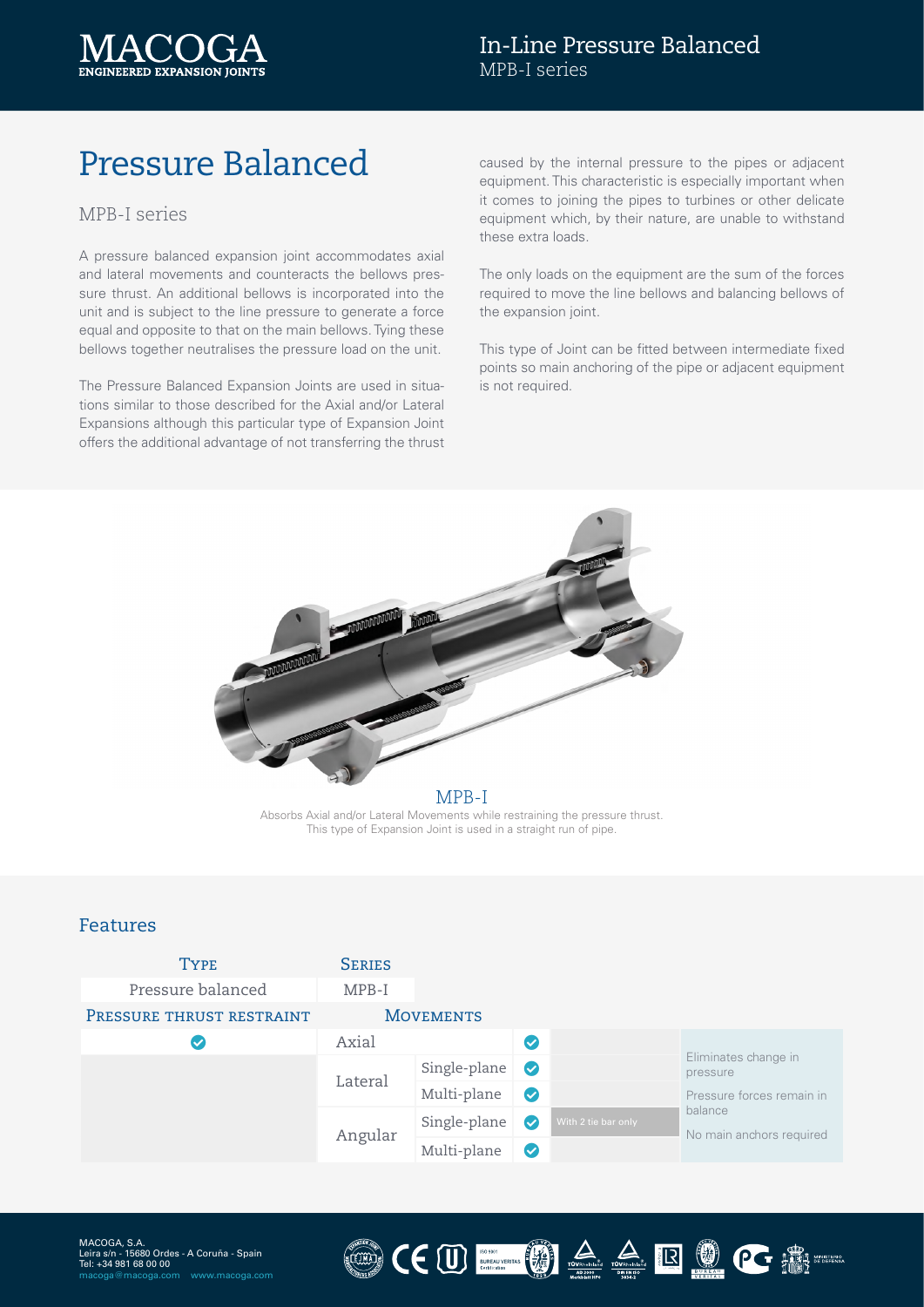MACOGA
ENGINEERED EXPANSION JOINTS

In-Line Pressure Balanced
MPB-I series

# Pressure Balanced

## MPB-I series

A pressure balanced expansion joint accommodates axial and lateral movements and counteracts the bellows pressure thrust. An additional bellows is incorporated into the unit and is subject to the line pressure to generate a force equal and opposite to that on the main bellows. Tying these bellows together neutralises the pressure load on the unit.

The Pressure Balanced Expansion Joints are used in situations similar to those described for the Axial and/or Lateral Expansions although this particular type of Expansion Joint offers the additional advantage of not transferring the thrust caused by the internal pressure to the pipes or adjacent equipment. This characteristic is especially important when it comes to joining the pipes to turbines or other delicate equipment which, by their nature, are unable to withstand these extra loads.

The only loads on the equipment are the sum of the forces required to move the line bellows and balancing bellows of the expansion joint.

This type of Joint can be fitted between intermediate fixed points so main anchoring of the pipe or adjacent equipment is not required.

MPB-I

Absorbs Axial and/or Lateral Movements while restraining the pressure thrust.
This type of Expansion Joint is used in a straight run of pipe.

## Features

| Type | Series | | | | |
|---|---|---|---|---|---|
| Pressure balanced | MPB-I | | | | |
| **Pressure thrust restraint** | **Movements** | | | | |
| ✔ | Axial | | ✔ | | Eliminates change in pressure<br>Pressure forces remain in balance<br>No main anchors required |
| | Lateral | Single-plane | ✔ | | |
| | | Multi-plane | ✔ | | |
| | Angular | Single-plane | ✔ | With 2 tie bar only | |
| | | Multi-plane | ✔ | | |

MACOGA, S.A.
Leira s/n - 15680 Ordes - A Coruña - Spain
Tel: +34 981 68 00 00
macoga@macoga.com www.macoga.com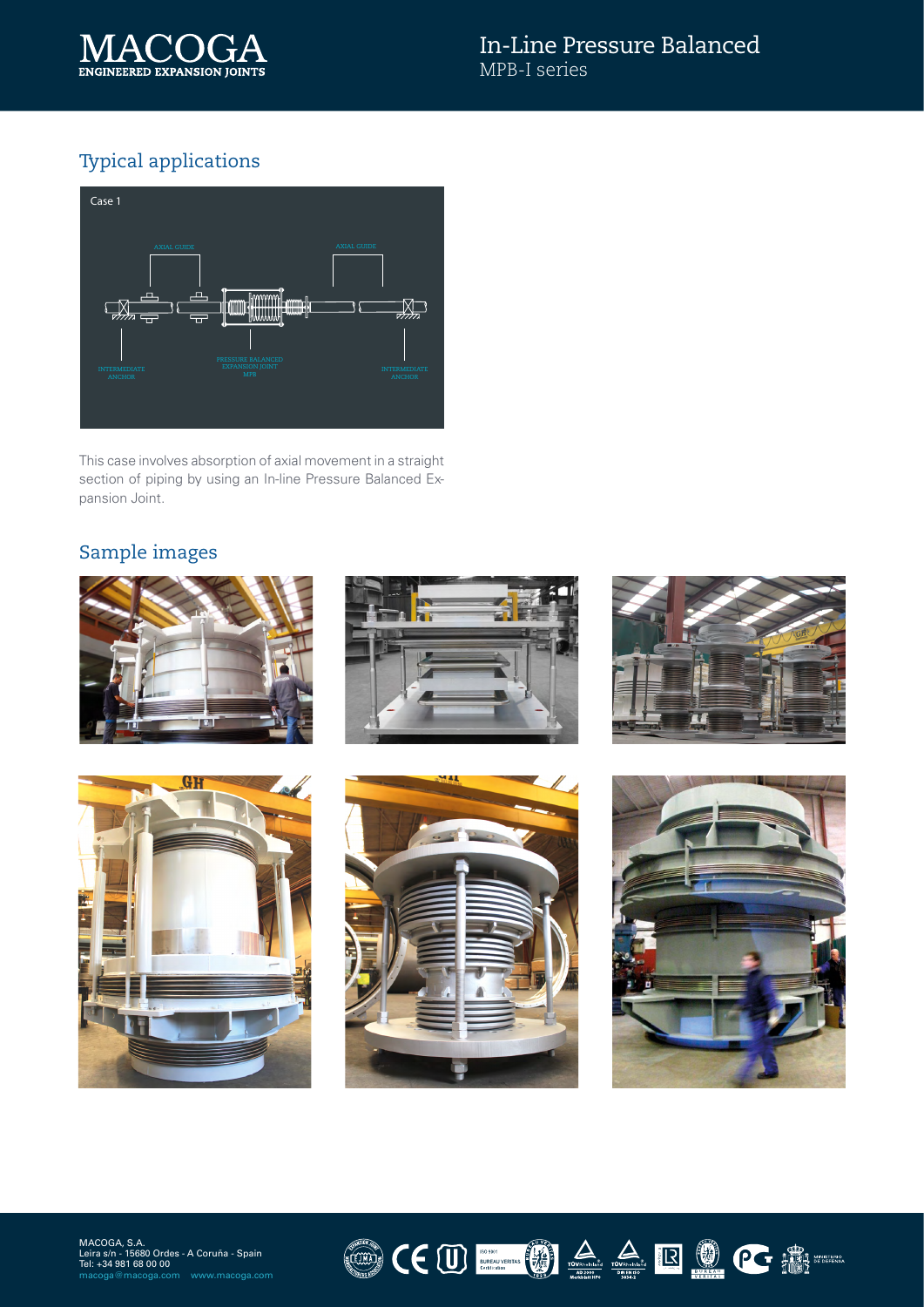## Typical applications

Case 1

AXIAL GUIDE

AXIAL GUIDE

INTERMEDIATE ANCHOR

PRESSURE BALANCED EXPANSION JOINT MPB

INTERMEDIATE ANCHOR

This case involves absorption of axial movement in a straight section of piping by using an In-line Pressure Balanced Expansion Joint.

## Sample images

MACOGA, S.A.
Leira s/n - 15680 Ordes - A Coruña - Spain
Tel: +34 981 68 00 00
macoga@macoga.com www.macoga.com